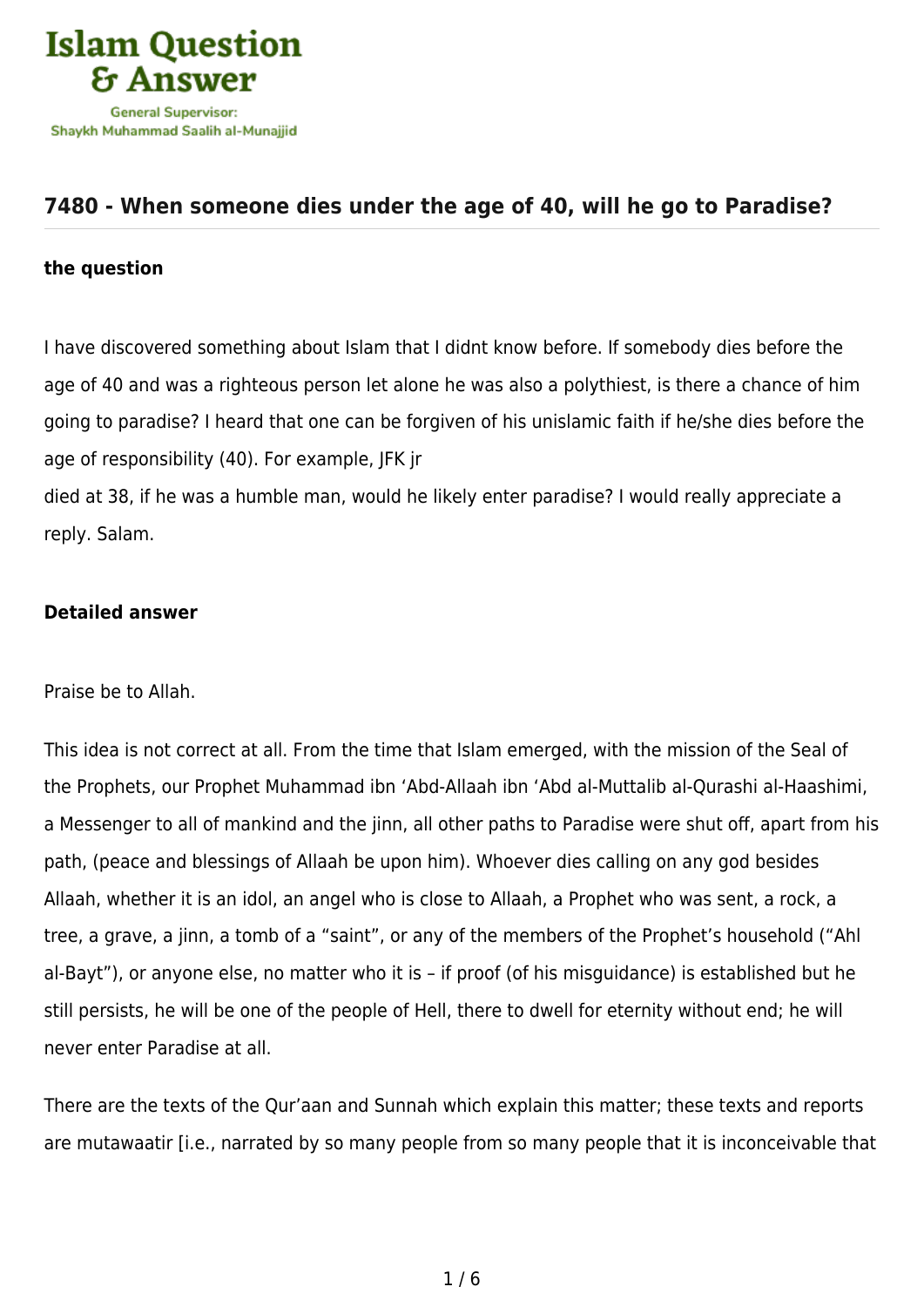Islam Question & Answer

General Supervisor:
Shaykh Muhammad Saalih al-Munajjid

## 7480 - When someone dies under the age of 40, will he go to Paradise?

### the question

I have discovered something about Islam that I didnt know before. If somebody dies before the age of 40 and was a righteous person let alone he was also a polythiest, is there a chance of him going to paradise? I heard that one can be forgiven of his unislamic faith if he/she dies before the age of responsibility (40). For example, JFK jr died at 38, if he was a humble man, would he likely enter paradise? I would really appreciate a reply. Salam.

### Detailed answer

Praise be to Allah.

This idea is not correct at all. From the time that Islam emerged, with the mission of the Seal of the Prophets, our Prophet Muhammad ibn 'Abd-Allaah ibn 'Abd al-Muttalib al-Qurashi al-Haashimi, a Messenger to all of mankind and the jinn, all other paths to Paradise were shut off, apart from his path, (peace and blessings of Allaah be upon him). Whoever dies calling on any god besides Allaah, whether it is an idol, an angel who is close to Allaah, a Prophet who was sent, a rock, a tree, a grave, a jinn, a tomb of a "saint", or any of the members of the Prophet's household ("Ahl al-Bayt"), or anyone else, no matter who it is – if proof (of his misguidance) is established but he still persists, he will be one of the people of Hell, there to dwell for eternity without end; he will never enter Paradise at all.

There are the texts of the Qur'aan and Sunnah which explain this matter; these texts and reports are mutawaatir [i.e., narrated by so many people from so many people that it is inconceivable that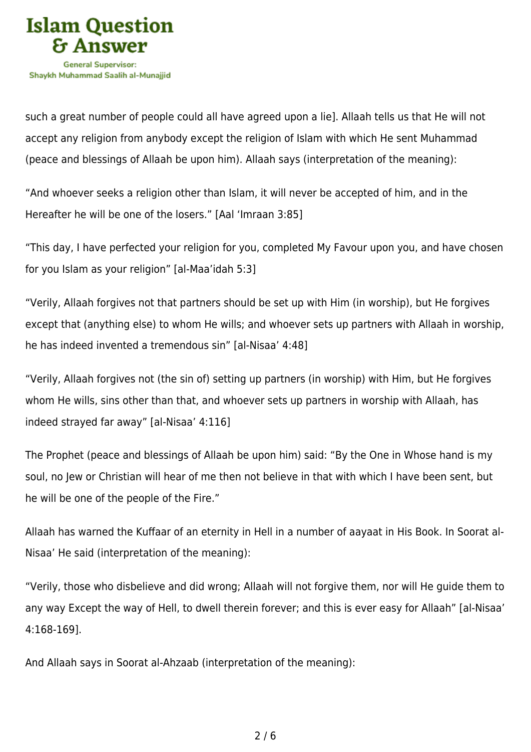such a great number of people could all have agreed upon a lie]. Allaah tells us that He will not accept any religion from anybody except the religion of Islam with which He sent Muhammad (peace and blessings of Allaah be upon him). Allaah says (interpretation of the meaning):

"And whoever seeks a religion other than Islam, it will never be accepted of him, and in the Hereafter he will be one of the losers." [Aal 'Imraan 3:85]

"This day, I have perfected your religion for you, completed My Favour upon you, and have chosen for you Islam as your religion" [al-Maa'idah 5:3]

"Verily, Allaah forgives not that partners should be set up with Him (in worship), but He forgives except that (anything else) to whom He wills; and whoever sets up partners with Allaah in worship, he has indeed invented a tremendous sin" [al-Nisaa' 4:48]

"Verily, Allaah forgives not (the sin of) setting up partners (in worship) with Him, but He forgives whom He wills, sins other than that, and whoever sets up partners in worship with Allaah, has indeed strayed far away" [al-Nisaa' 4:116]

The Prophet (peace and blessings of Allaah be upon him) said: "By the One in Whose hand is my soul, no Jew or Christian will hear of me then not believe in that with which I have been sent, but he will be one of the people of the Fire."

Allaah has warned the Kuffaar of an eternity in Hell in a number of aayaat in His Book. In Soorat al-Nisaa' He said (interpretation of the meaning):

"Verily, those who disbelieve and did wrong; Allaah will not forgive them, nor will He guide them to any way Except the way of Hell, to dwell therein forever; and this is ever easy for Allaah" [al-Nisaa' 4:168-169].

And Allaah says in Soorat al-Ahzaab (interpretation of the meaning):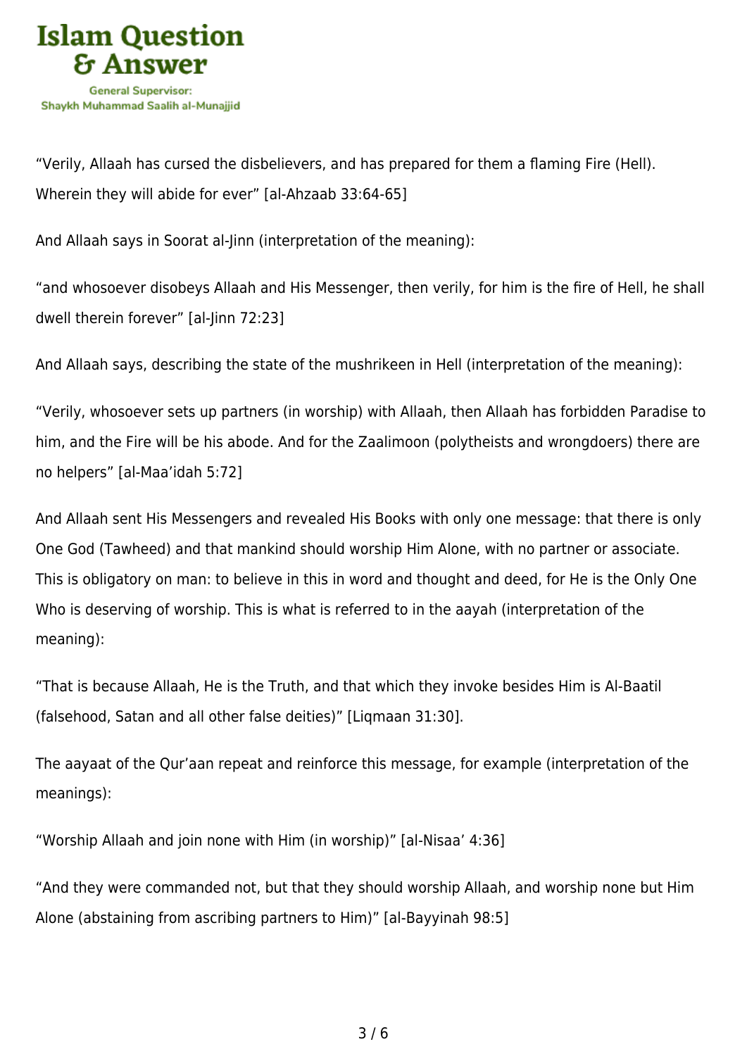"Verily, Allaah has cursed the disbelievers, and has prepared for them a flaming Fire (Hell). Wherein they will abide for ever" [al-Ahzaab 33:64-65]

And Allaah says in Soorat al-Jinn (interpretation of the meaning):

"and whosoever disobeys Allaah and His Messenger, then verily, for him is the fire of Hell, he shall dwell therein forever" [al-Jinn 72:23]

And Allaah says, describing the state of the mushrikeen in Hell (interpretation of the meaning):

"Verily, whosoever sets up partners (in worship) with Allaah, then Allaah has forbidden Paradise to him, and the Fire will be his abode. And for the Zaalimoon (polytheists and wrongdoers) there are no helpers" [al-Maa'idah 5:72]

And Allaah sent His Messengers and revealed His Books with only one message: that there is only One God (Tawheed) and that mankind should worship Him Alone, with no partner or associate. This is obligatory on man: to believe in this in word and thought and deed, for He is the Only One Who is deserving of worship. This is what is referred to in the aayah (interpretation of the meaning):

"That is because Allaah, He is the Truth, and that which they invoke besides Him is Al-Baatil (falsehood, Satan and all other false deities)" [Liqmaan 31:30].

The aayaat of the Qur'aan repeat and reinforce this message, for example (interpretation of the meanings):

"Worship Allaah and join none with Him (in worship)" [al-Nisaa' 4:36]

"And they were commanded not, but that they should worship Allaah, and worship none but Him Alone (abstaining from ascribing partners to Him)" [al-Bayyinah 98:5]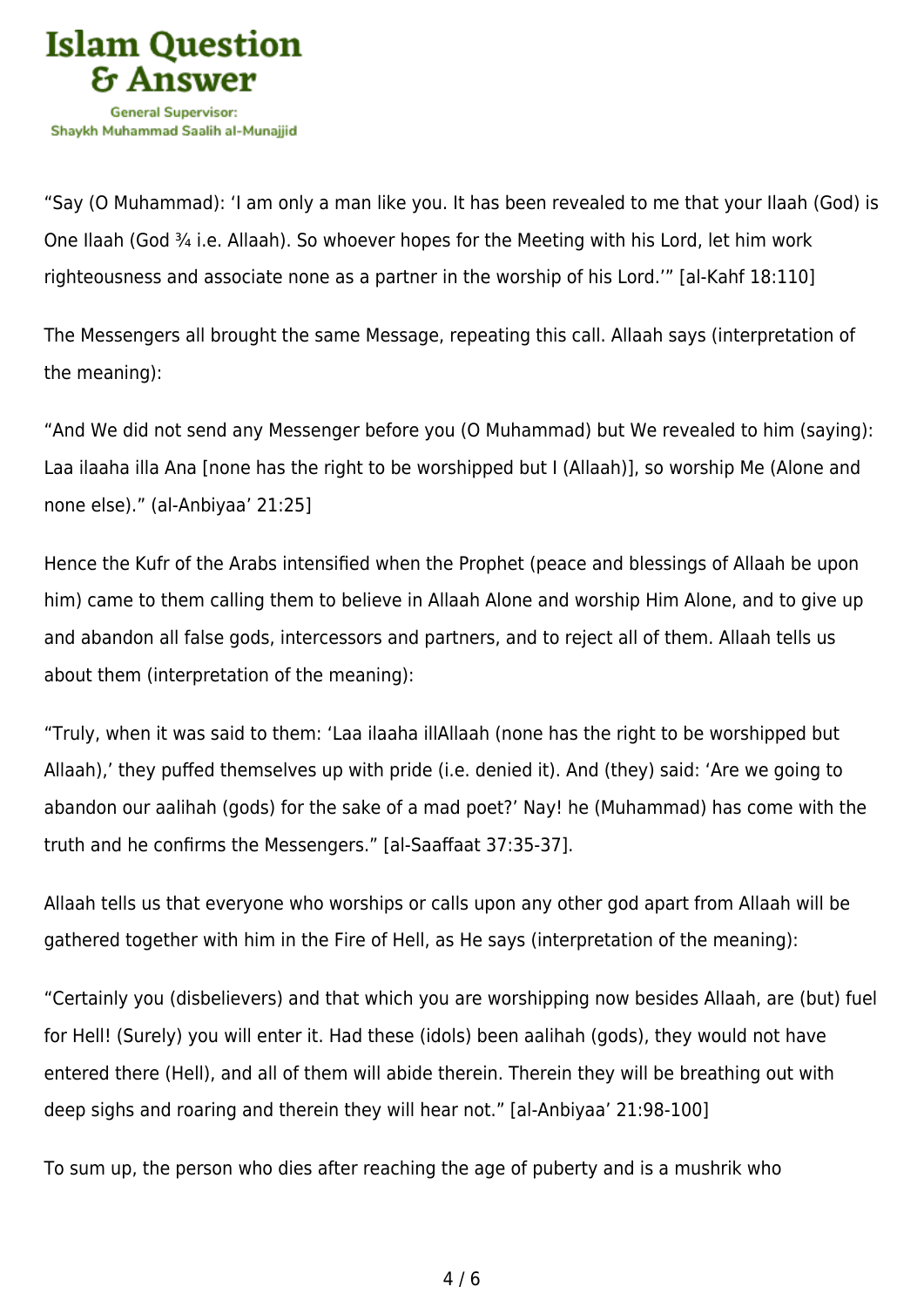"Say (O Muhammad): 'I am only a man like you. It has been revealed to me that your Ilaah (God) is One Ilaah (God ¾ i.e. Allaah). So whoever hopes for the Meeting with his Lord, let him work righteousness and associate none as a partner in the worship of his Lord.'" [al-Kahf 18:110]

The Messengers all brought the same Message, repeating this call. Allaah says (interpretation of the meaning):

"And We did not send any Messenger before you (O Muhammad) but We revealed to him (saying): Laa ilaaha illa Ana [none has the right to be worshipped but I (Allaah)], so worship Me (Alone and none else)." (al-Anbiyaa' 21:25]

Hence the Kufr of the Arabs intensified when the Prophet (peace and blessings of Allaah be upon him) came to them calling them to believe in Allaah Alone and worship Him Alone, and to give up and abandon all false gods, intercessors and partners, and to reject all of them. Allaah tells us about them (interpretation of the meaning):

"Truly, when it was said to them: 'Laa ilaaha illAllaah (none has the right to be worshipped but Allaah),' they puffed themselves up with pride (i.e. denied it). And (they) said: 'Are we going to abandon our aalihah (gods) for the sake of a mad poet?' Nay! he (Muhammad) has come with the truth and he confirms the Messengers." [al-Saaffaat 37:35-37].

Allaah tells us that everyone who worships or calls upon any other god apart from Allaah will be gathered together with him in the Fire of Hell, as He says (interpretation of the meaning):

"Certainly you (disbelievers) and that which you are worshipping now besides Allaah, are (but) fuel for Hell! (Surely) you will enter it. Had these (idols) been aalihah (gods), they would not have entered there (Hell), and all of them will abide therein. Therein they will be breathing out with deep sighs and roaring and therein they will hear not." [al-Anbiyaa' 21:98-100]

To sum up, the person who dies after reaching the age of puberty and is a mushrik who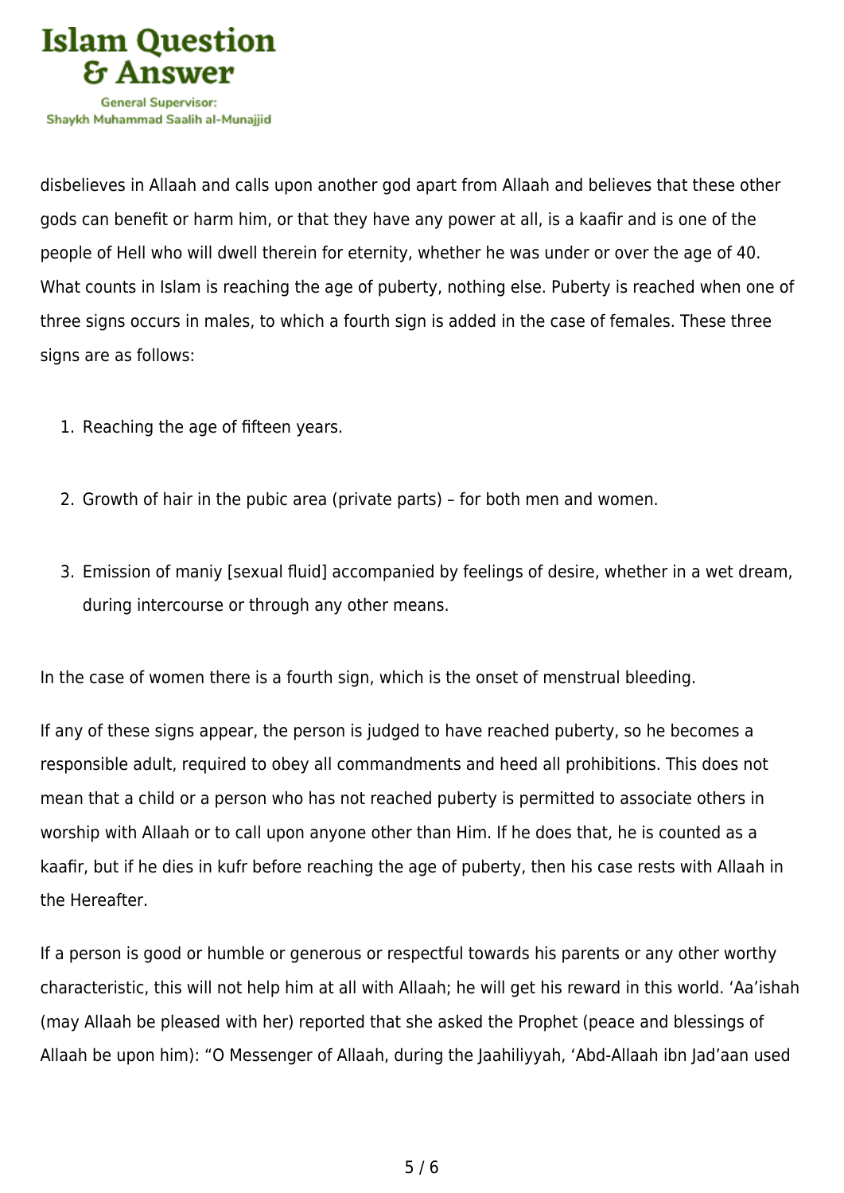disbelieves in Allaah and calls upon another god apart from Allaah and believes that these other gods can benefit or harm him, or that they have any power at all, is a kaafir and is one of the people of Hell who will dwell therein for eternity, whether he was under or over the age of 40. What counts in Islam is reaching the age of puberty, nothing else. Puberty is reached when one of three signs occurs in males, to which a fourth sign is added in the case of females. These three signs are as follows:

1. Reaching the age of fifteen years.

2. Growth of hair in the pubic area (private parts) – for both men and women.

3. Emission of maniy [sexual fluid] accompanied by feelings of desire, whether in a wet dream, during intercourse or through any other means.

In the case of women there is a fourth sign, which is the onset of menstrual bleeding.

If any of these signs appear, the person is judged to have reached puberty, so he becomes a responsible adult, required to obey all commandments and heed all prohibitions. This does not mean that a child or a person who has not reached puberty is permitted to associate others in worship with Allaah or to call upon anyone other than Him. If he does that, he is counted as a kaafir, but if he dies in kufr before reaching the age of puberty, then his case rests with Allaah in the Hereafter.

If a person is good or humble or generous or respectful towards his parents or any other worthy characteristic, this will not help him at all with Allaah; he will get his reward in this world. 'Aa'ishah (may Allaah be pleased with her) reported that she asked the Prophet (peace and blessings of Allaah be upon him): "O Messenger of Allaah, during the Jaahiliyyah, 'Abd-Allaah ibn Jad'aan used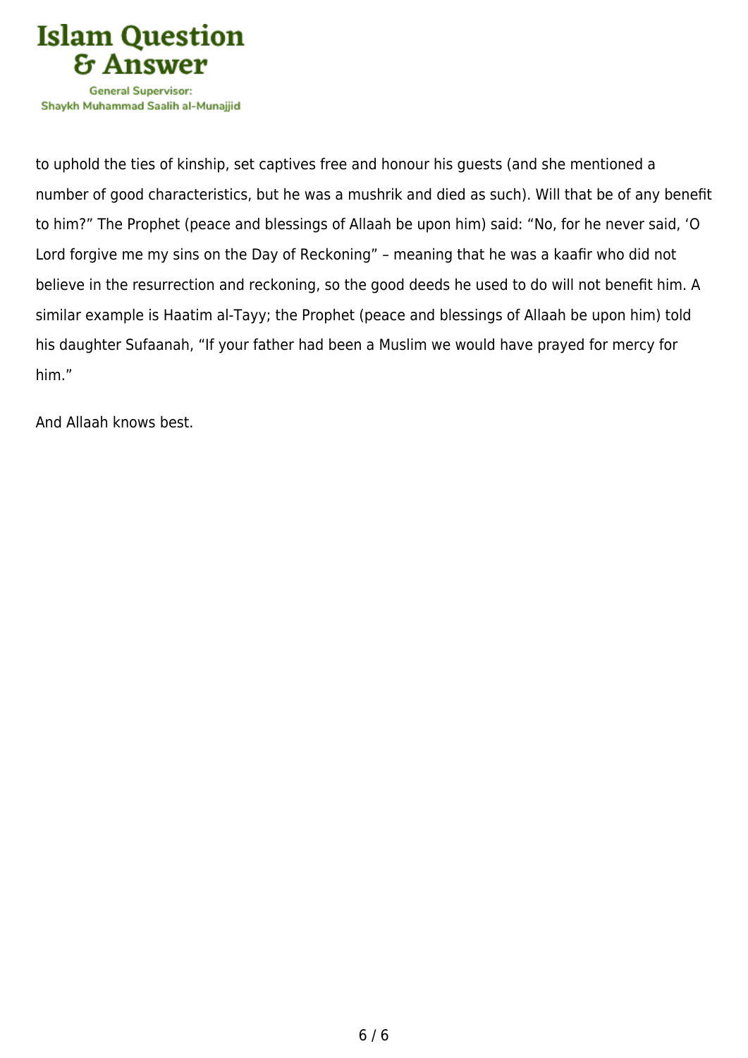to uphold the ties of kinship, set captives free and honour his guests (and she mentioned a number of good characteristics, but he was a mushrik and died as such). Will that be of any benefit to him?" The Prophet (peace and blessings of Allaah be upon him) said: "No, for he never said, 'O Lord forgive me my sins on the Day of Reckoning" – meaning that he was a kaafir who did not believe in the resurrection and reckoning, so the good deeds he used to do will not benefit him. A similar example is Haatim al-Tayy; the Prophet (peace and blessings of Allaah be upon him) told his daughter Sufaanah, "If your father had been a Muslim we would have prayed for mercy for him."

And Allaah knows best.